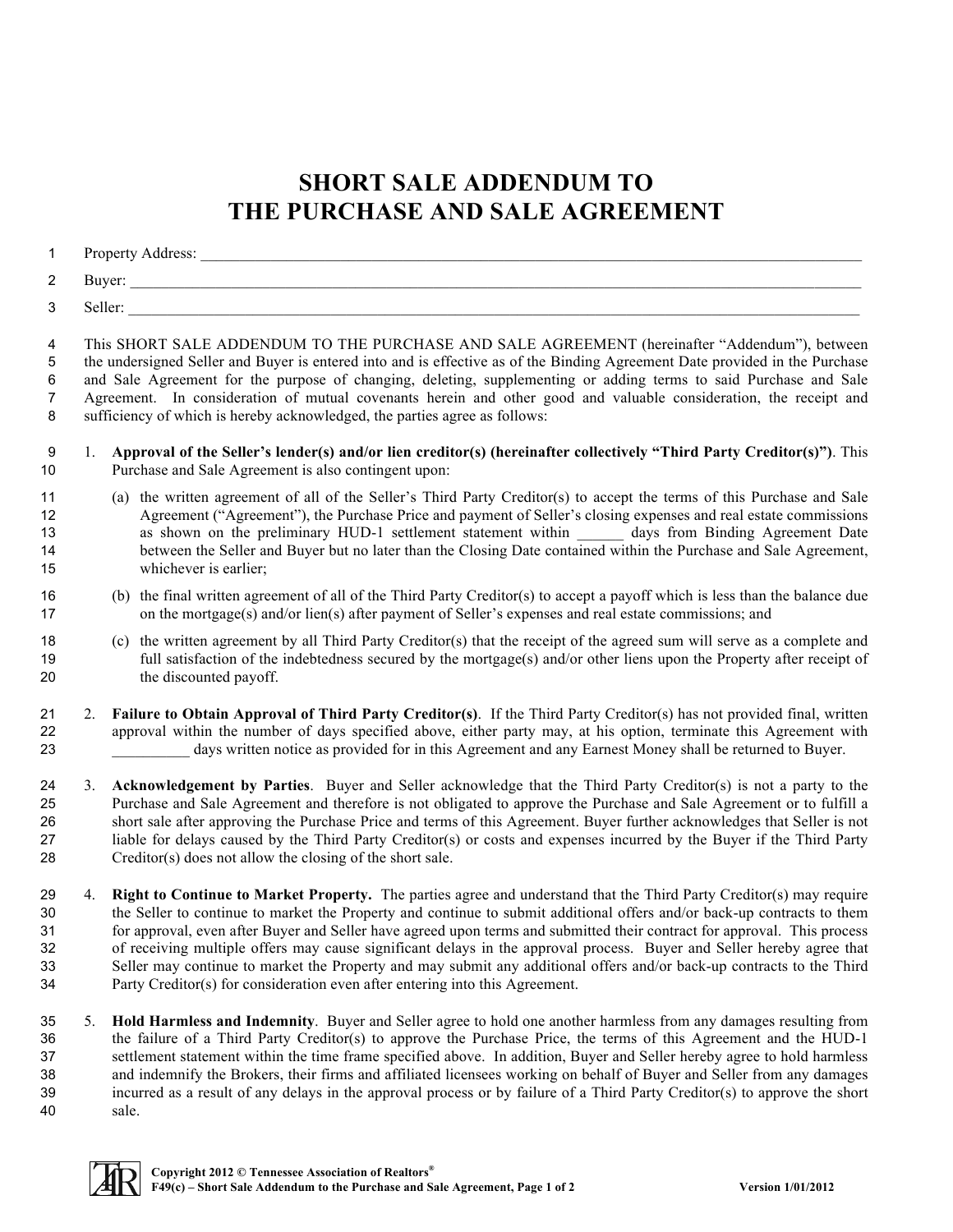# SHORT SALE ADDENDUM TO THE PURCHASE AND SALE AGREEMENT

Property Address: ___________________________________________________________________________

Buyer: ___________________________________________________________________________

Seller: ___________________________________________________________________________

This SHORT SALE ADDENDUM TO THE PURCHASE AND SALE AGREEMENT (hereinafter "Addendum"), between the undersigned Seller and Buyer is entered into and is effective as of the Binding Agreement Date provided in the Purchase and Sale Agreement for the purpose of changing, deleting, supplementing or adding terms to said Purchase and Sale Agreement. In consideration of mutual covenants herein and other good and valuable consideration, the receipt and sufficiency of which is hereby acknowledged, the parties agree as follows:

1. **Approval of the Seller's lender(s) and/or lien creditor(s) (hereinafter collectively "Third Party Creditor(s)")**. This Purchase and Sale Agreement is also contingent upon:

   (a) the written agreement of all of the Seller's Third Party Creditor(s) to accept the terms of this Purchase and Sale Agreement ("Agreement"), the Purchase Price and payment of Seller's closing expenses and real estate commissions as shown on the preliminary HUD-1 settlement statement within ______ days from Binding Agreement Date between the Seller and Buyer but no later than the Closing Date contained within the Purchase and Sale Agreement, whichever is earlier;

   (b) the final written agreement of all of the Third Party Creditor(s) to accept a payoff which is less than the balance due on the mortgage(s) and/or lien(s) after payment of Seller's expenses and real estate commissions; and

   (c) the written agreement by all Third Party Creditor(s) that the receipt of the agreed sum will serve as a complete and full satisfaction of the indebtedness secured by the mortgage(s) and/or other liens upon the Property after receipt of the discounted payoff.

2. **Failure to Obtain Approval of Third Party Creditor(s)**. If the Third Party Creditor(s) has not provided final, written approval within the number of days specified above, either party may, at his option, terminate this Agreement with __________ days written notice as provided for in this Agreement and any Earnest Money shall be returned to Buyer.

3. **Acknowledgement by Parties**. Buyer and Seller acknowledge that the Third Party Creditor(s) is not a party to the Purchase and Sale Agreement and therefore is not obligated to approve the Purchase and Sale Agreement or to fulfill a short sale after approving the Purchase Price and terms of this Agreement. Buyer further acknowledges that Seller is not liable for delays caused by the Third Party Creditor(s) or costs and expenses incurred by the Buyer if the Third Party Creditor(s) does not allow the closing of the short sale.

4. **Right to Continue to Market Property.** The parties agree and understand that the Third Party Creditor(s) may require the Seller to continue to market the Property and continue to submit additional offers and/or back-up contracts to them for approval, even after Buyer and Seller have agreed upon terms and submitted their contract for approval. This process of receiving multiple offers may cause significant delays in the approval process. Buyer and Seller hereby agree that Seller may continue to market the Property and may submit any additional offers and/or back-up contracts to the Third Party Creditor(s) for consideration even after entering into this Agreement.

5. **Hold Harmless and Indemnity**. Buyer and Seller agree to hold one another harmless from any damages resulting from the failure of a Third Party Creditor(s) to approve the Purchase Price, the terms of this Agreement and the HUD-1 settlement statement within the time frame specified above. In addition, Buyer and Seller hereby agree to hold harmless and indemnify the Brokers, their firms and affiliated licensees working on behalf of Buyer and Seller from any damages incurred as a result of any delays in the approval process or by failure of a Third Party Creditor(s) to approve the short sale.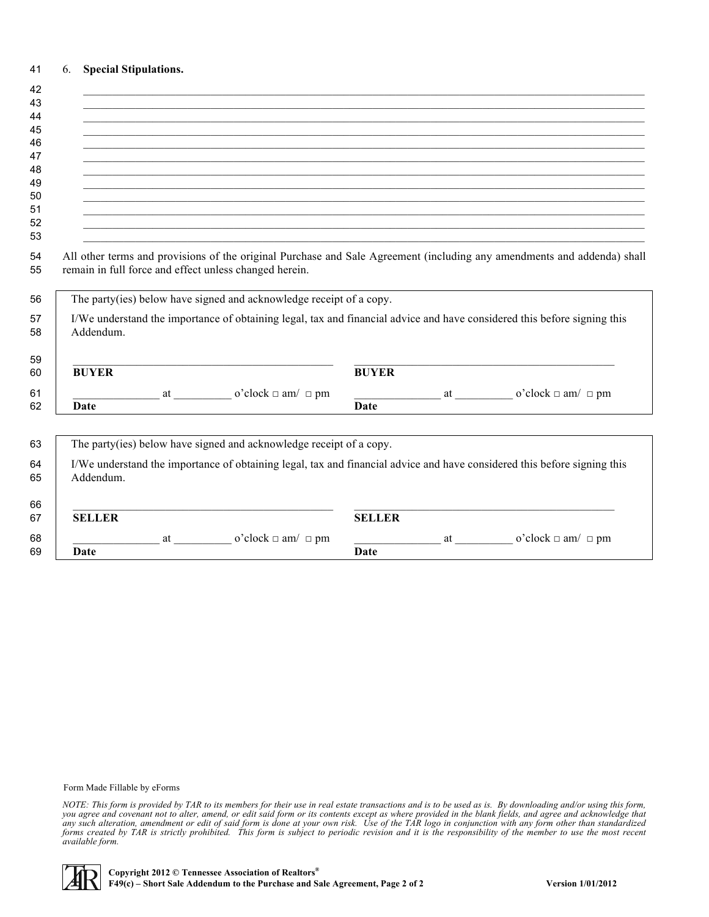6. **Special Stipulations.**

\_\_\_\_\_\_\_\_\_\_\_\_\_\_\_\_\_\_\_\_\_\_\_\_\_\_\_\_\_\_\_\_\_\_\_\_\_\_\_\_\_\_\_\_\_\_\_\_\_\_\_\_\_\_\_\_\_\_\_\_

\_\_\_\_\_\_\_\_\_\_\_\_\_\_\_\_\_\_\_\_\_\_\_\_\_\_\_\_\_\_\_\_\_\_\_\_\_\_\_\_\_\_\_\_\_\_\_\_\_\_\_\_\_\_\_\_\_\_\_\_

\_\_\_\_\_\_\_\_\_\_\_\_\_\_\_\_\_\_\_\_\_\_\_\_\_\_\_\_\_\_\_\_\_\_\_\_\_\_\_\_\_\_\_\_\_\_\_\_\_\_\_\_\_\_\_\_\_\_\_\_

\_\_\_\_\_\_\_\_\_\_\_\_\_\_\_\_\_\_\_\_\_\_\_\_\_\_\_\_\_\_\_\_\_\_\_\_\_\_\_\_\_\_\_\_\_\_\_\_\_\_\_\_\_\_\_\_\_\_\_\_

\_\_\_\_\_\_\_\_\_\_\_\_\_\_\_\_\_\_\_\_\_\_\_\_\_\_\_\_\_\_\_\_\_\_\_\_\_\_\_\_\_\_\_\_\_\_\_\_\_\_\_\_\_\_\_\_\_\_\_\_

\_\_\_\_\_\_\_\_\_\_\_\_\_\_\_\_\_\_\_\_\_\_\_\_\_\_\_\_\_\_\_\_\_\_\_\_\_\_\_\_\_\_\_\_\_\_\_\_\_\_\_\_\_\_\_\_\_\_\_\_

\_\_\_\_\_\_\_\_\_\_\_\_\_\_\_\_\_\_\_\_\_\_\_\_\_\_\_\_\_\_\_\_\_\_\_\_\_\_\_\_\_\_\_\_\_\_\_\_\_\_\_\_\_\_\_\_\_\_\_\_

\_\_\_\_\_\_\_\_\_\_\_\_\_\_\_\_\_\_\_\_\_\_\_\_\_\_\_\_\_\_\_\_\_\_\_\_\_\_\_\_\_\_\_\_\_\_\_\_\_\_\_\_\_\_\_\_\_\_\_\_

\_\_\_\_\_\_\_\_\_\_\_\_\_\_\_\_\_\_\_\_\_\_\_\_\_\_\_\_\_\_\_\_\_\_\_\_\_\_\_\_\_\_\_\_\_\_\_\_\_\_\_\_\_\_\_\_\_\_\_\_

\_\_\_\_\_\_\_\_\_\_\_\_\_\_\_\_\_\_\_\_\_\_\_\_\_\_\_\_\_\_\_\_\_\_\_\_\_\_\_\_\_\_\_\_\_\_\_\_\_\_\_\_\_\_\_\_\_\_\_\_

\_\_\_\_\_\_\_\_\_\_\_\_\_\_\_\_\_\_\_\_\_\_\_\_\_\_\_\_\_\_\_\_\_\_\_\_\_\_\_\_\_\_\_\_\_\_\_\_\_\_\_\_\_\_\_\_\_\_\_\_

\_\_\_\_\_\_\_\_\_\_\_\_\_\_\_\_\_\_\_\_\_\_\_\_\_\_\_\_\_\_\_\_\_\_\_\_\_\_\_\_\_\_\_\_\_\_\_\_\_\_\_\_\_\_\_\_\_\_\_\_

All other terms and provisions of the original Purchase and Sale Agreement (including any amendments and addenda) shall remain in full force and effect unless changed herein.

The party(ies) below have signed and acknowledge receipt of a copy.

I/We understand the importance of obtaining legal, tax and financial advice and have considered this before signing this Addendum.

| | |
|---|---|
| \_\_\_\_\_\_\_\_\_\_\_\_\_\_\_\_\_\_\_\_\_\_\_\_\_\_\_\_ | \_\_\_\_\_\_\_\_\_\_\_\_\_\_\_\_\_\_\_\_\_\_\_\_\_\_\_\_ |
| **BUYER** | **BUYER** |
| \_\_\_\_\_\_\_\_\_\_ at \_\_\_\_\_\_\_ o'clock □ am/ □ pm | \_\_\_\_\_\_\_\_\_\_ at \_\_\_\_\_\_\_ o'clock □ am/ □ pm |
| **Date** | **Date** |

The party(ies) below have signed and acknowledge receipt of a copy.

I/We understand the importance of obtaining legal, tax and financial advice and have considered this before signing this Addendum.

| | |
|---|---|
| \_\_\_\_\_\_\_\_\_\_\_\_\_\_\_\_\_\_\_\_\_\_\_\_\_\_\_\_ | \_\_\_\_\_\_\_\_\_\_\_\_\_\_\_\_\_\_\_\_\_\_\_\_\_\_\_\_ |
| **SELLER** | **SELLER** |
| \_\_\_\_\_\_\_\_\_\_ at \_\_\_\_\_\_\_ o'clock □ am/ □ pm | \_\_\_\_\_\_\_\_\_\_ at \_\_\_\_\_\_\_ o'clock □ am/ □ pm |
| **Date** | **Date** |

Form Made Fillable by eForms

*NOTE: This form is provided by TAR to its members for their use in real estate transactions and is to be used as is. By downloading and/or using this form, you agree and covenant not to alter, amend, or edit said form or its contents except as where provided in the blank fields, and agree and acknowledge that any such alteration, amendment or edit of said form is done at your own risk. Use of the TAR logo in conjunction with any form other than standardized forms created by TAR is strictly prohibited. This form is subject to periodic revision and it is the responsibility of the member to use the most recent available form.*

**Copyright 2012 © Tennessee Association of Realtors®**
**F49(c) – Short Sale Addendum to the Purchase and Sale Agreement, Page 2 of 2** **Version 1/01/2012**